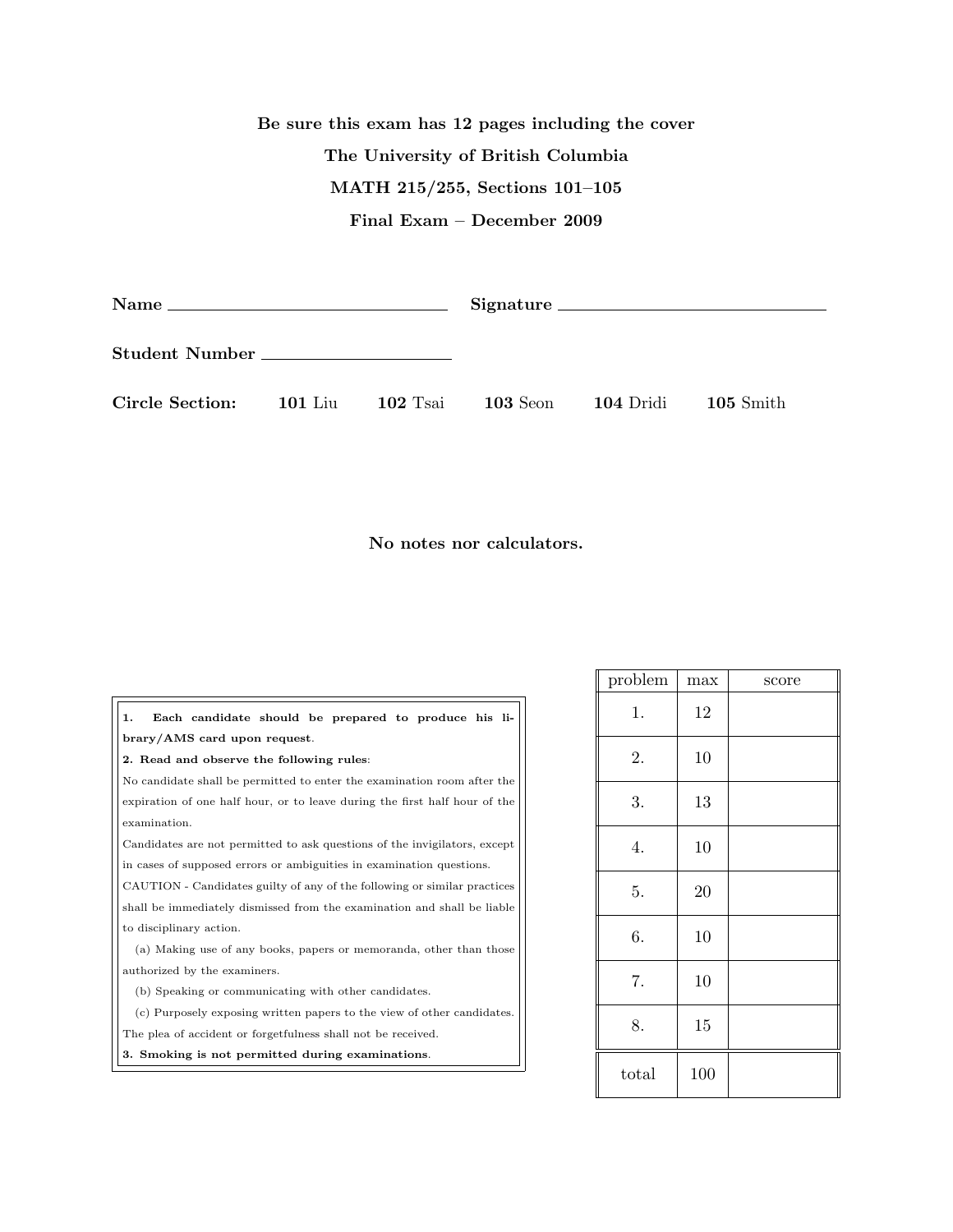**Be sure this exam has 12 pages including the cover**

**The University of British Columbia**

**MATH 215/255, Sections 101–105**

**Final Exam – December 2009**

**Name** ______________________ **Signature** ______________________

**Student Number** ______________________

**Circle Section:** **101** Liu **102** Tsai **103** Seon **104** Dridi **105** Smith

**No notes nor calculators.**

**1. Each candidate should be prepared to produce his library/AMS card upon request.**

**2. Read and observe the following rules:**

No candidate shall be permitted to enter the examination room after the expiration of one half hour, or to leave during the first half hour of the examination.

Candidates are not permitted to ask questions of the invigilators, except in cases of supposed errors or ambiguities in examination questions.

CAUTION - Candidates guilty of any of the following or similar practices shall be immediately dismissed from the examination and shall be liable to disciplinary action.

(a) Making use of any books, papers or memoranda, other than those authorized by the examiners.

(b) Speaking or communicating with other candidates.

(c) Purposely exposing written papers to the view of other candidates. The plea of accident or forgetfulness shall not be received.

**3. Smoking is not permitted during examinations.**

| problem | max | score |
|---|---|---|
| 1. | 12 | |
| 2. | 10 | |
| 3. | 13 | |
| 4. | 10 | |
| 5. | 20 | |
| 6. | 10 | |
| 7. | 10 | |
| 8. | 15 | |
| total | 100 | |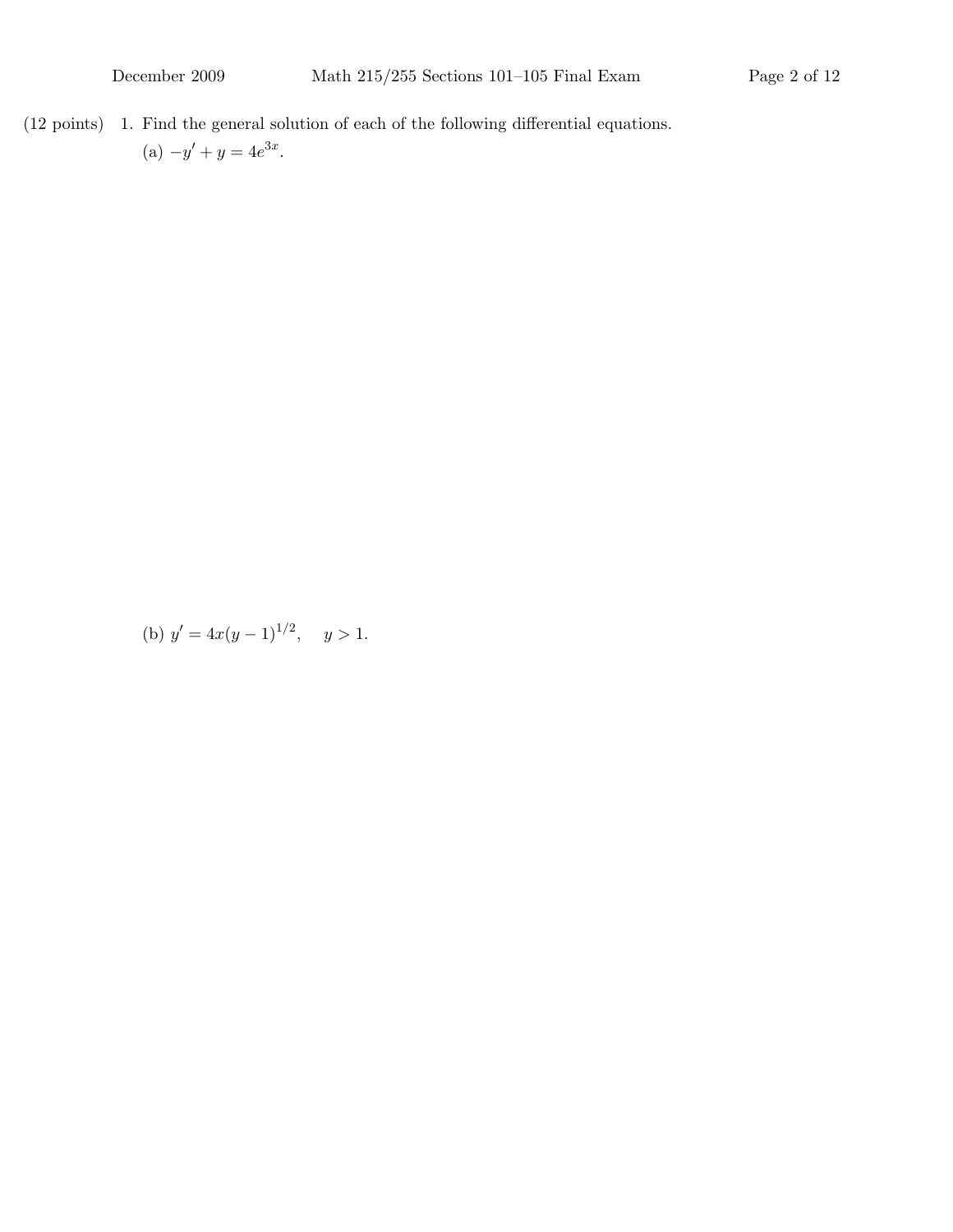(12 points) 1. Find the general solution of each of the following differential equations.

(a) $-y' + y = 4e^{3x}$.

(b) $y' = 4x(y-1)^{1/2}, \quad y > 1$.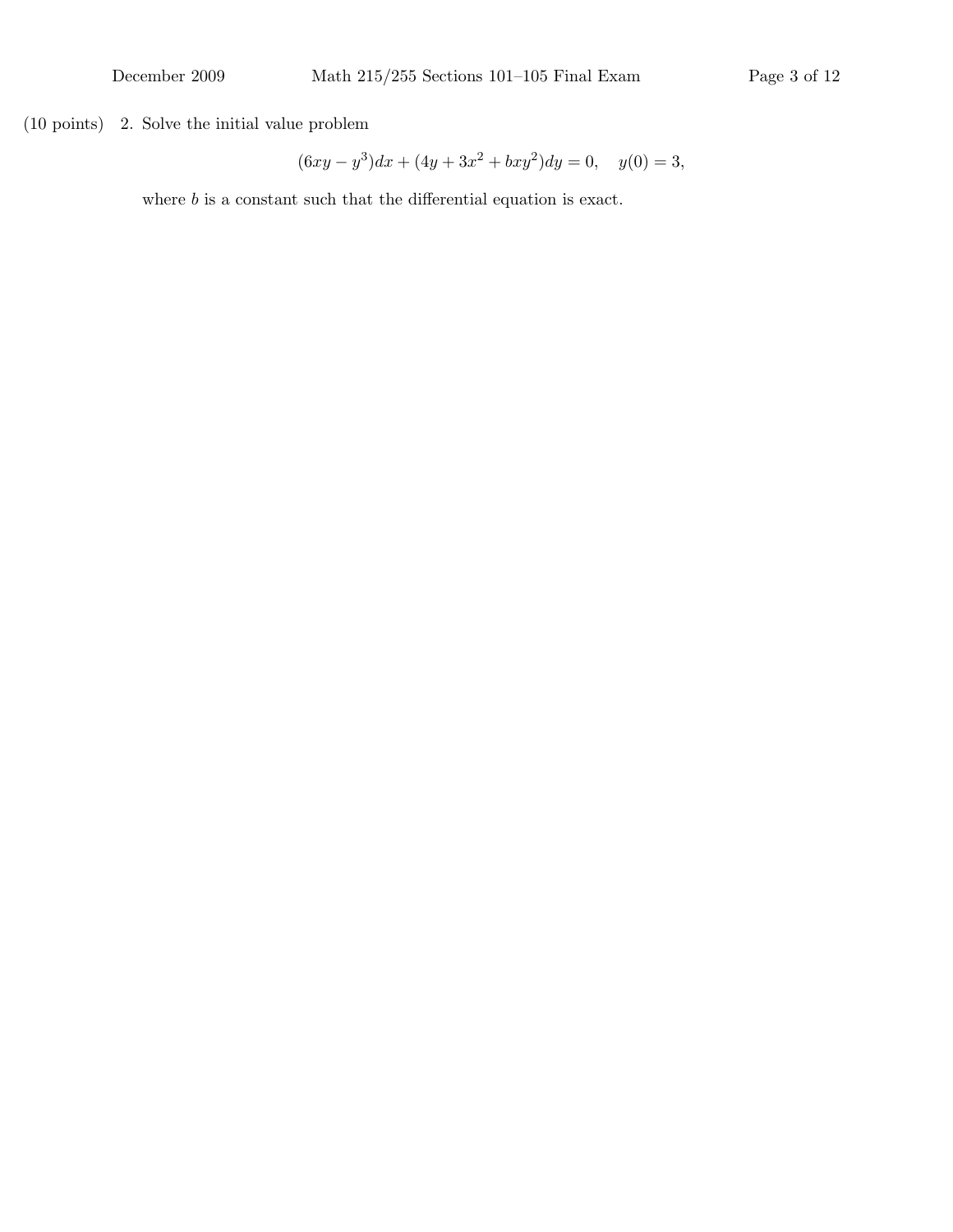(10 points) 2. Solve the initial value problem

$$(6xy - y^3)dx + (4y + 3x^2 + bxy^2)dy = 0, \quad y(0) = 3,$$

where $b$ is a constant such that the differential equation is exact.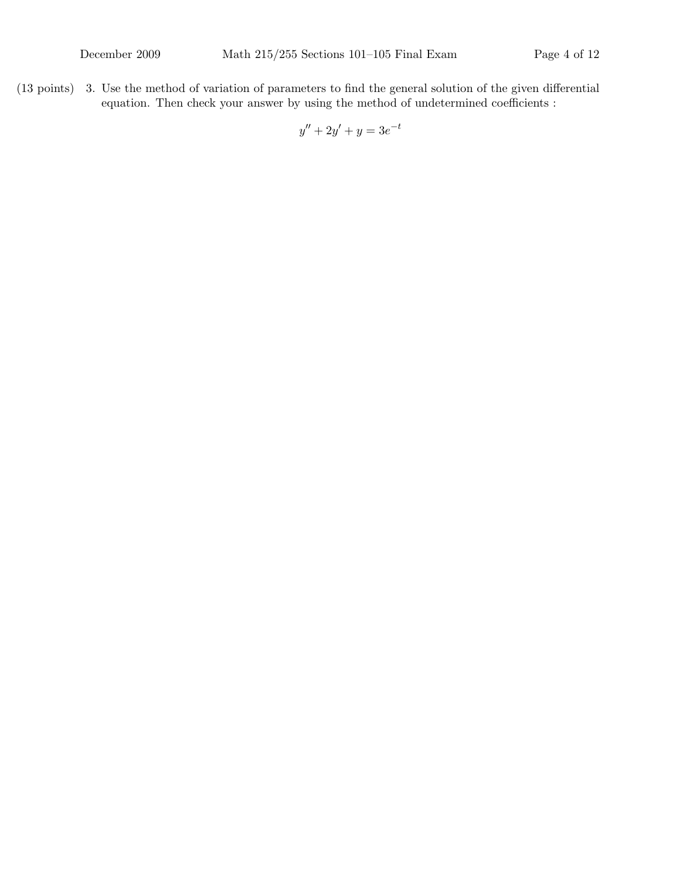(13 points) 3. Use the method of variation of parameters to find the general solution of the given differential equation. Then check your answer by using the method of undetermined coefficients :

$$y'' + 2y' + y = 3e^{-t}$$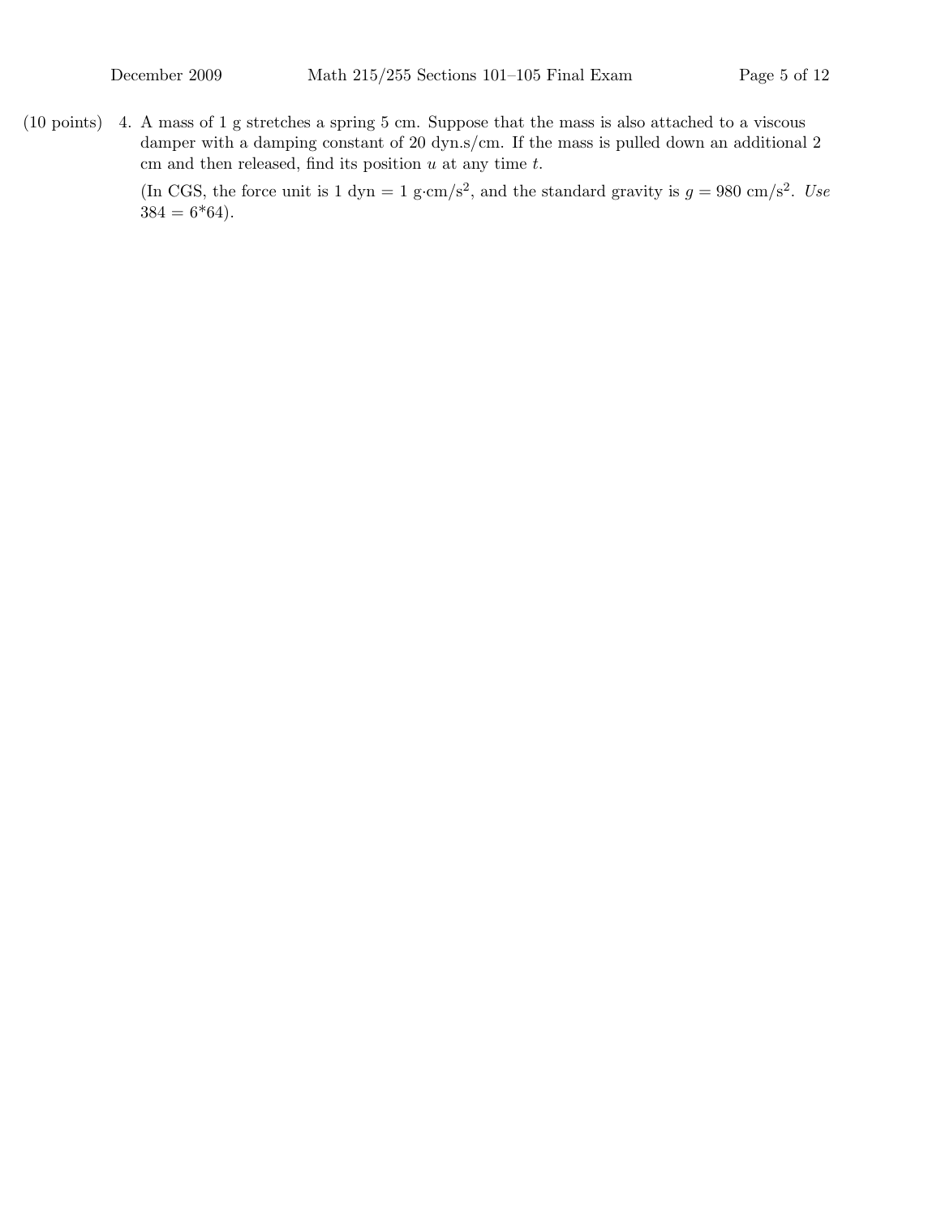(10 points) 4. A mass of 1 g stretches a spring 5 cm. Suppose that the mass is also attached to a viscous damper with a damping constant of 20 dyn.s/cm. If the mass is pulled down an additional 2 cm and then released, find its position $u$ at any time $t$.

(In CGS, the force unit is 1 dyn = 1 g·cm/s$^2$, and the standard gravity is $g = 980$ cm/s$^2$. *Use* $384 = 6*64$).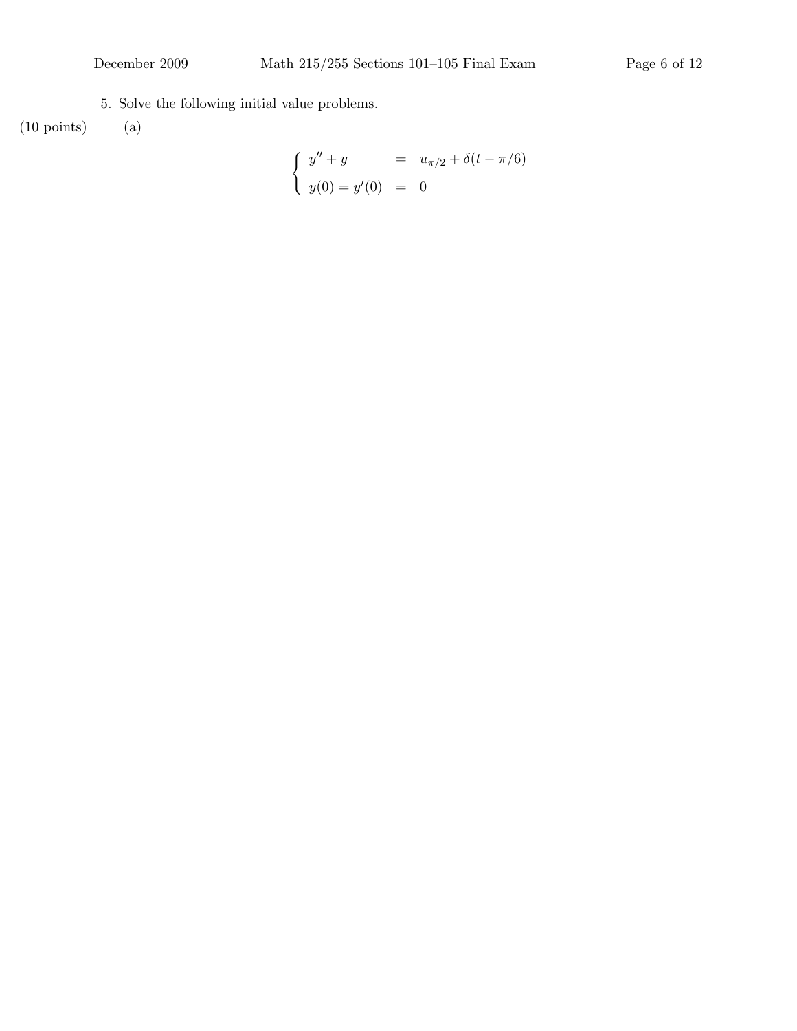5. Solve the following initial value problems.

(10 points) (a)

$$\begin{cases} y'' + y & = & u_{\pi/2} + \delta(t - \pi/6) \\ y(0) = y'(0) & = & 0 \end{cases}$$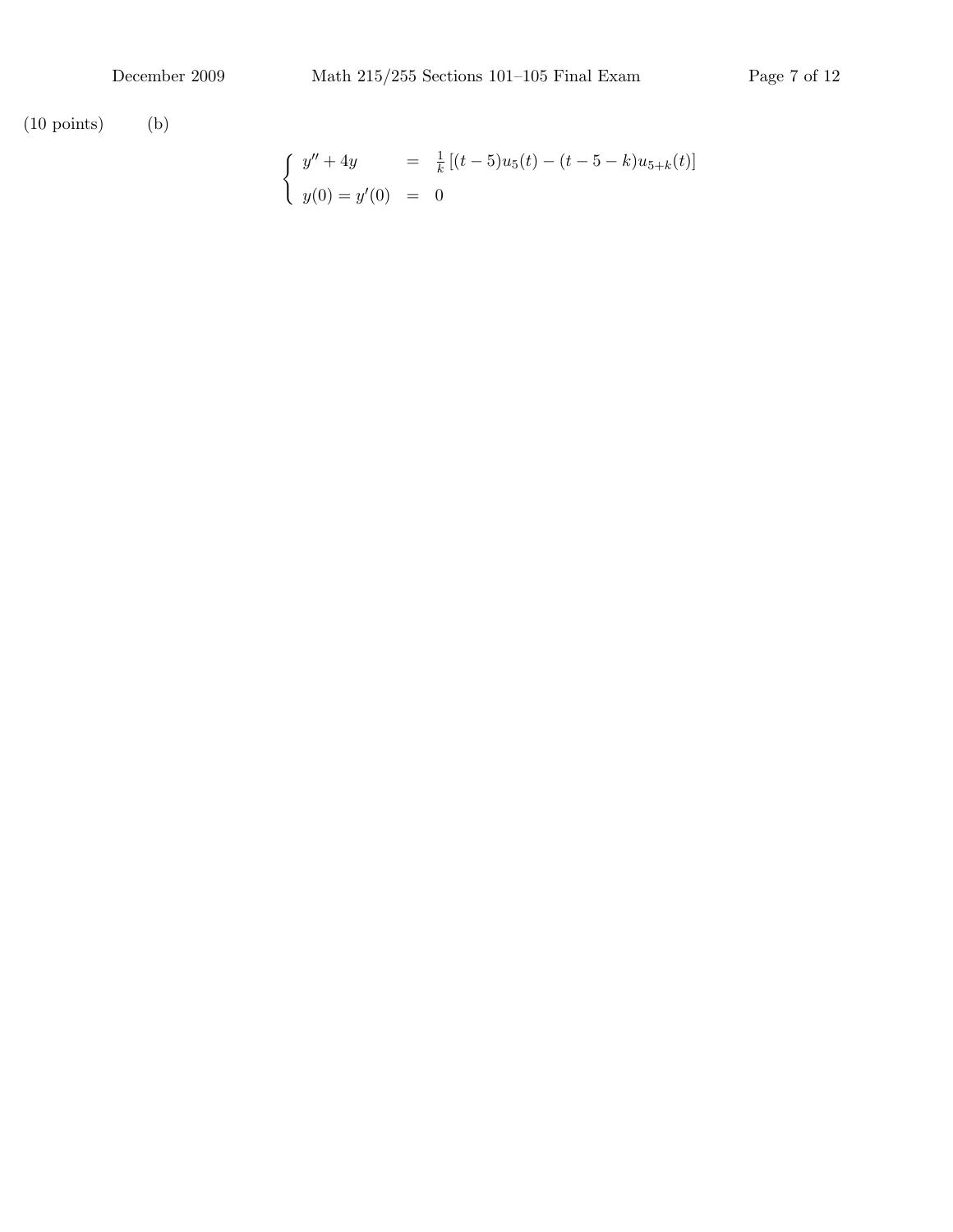(10 points) (b)

$$
\begin{cases}
y'' + 4y & = \frac{1}{k}\left[(t-5)u_5(t) - (t-5-k)u_{5+k}(t)\right] \\
y(0) = y'(0) & = 0
\end{cases}
$$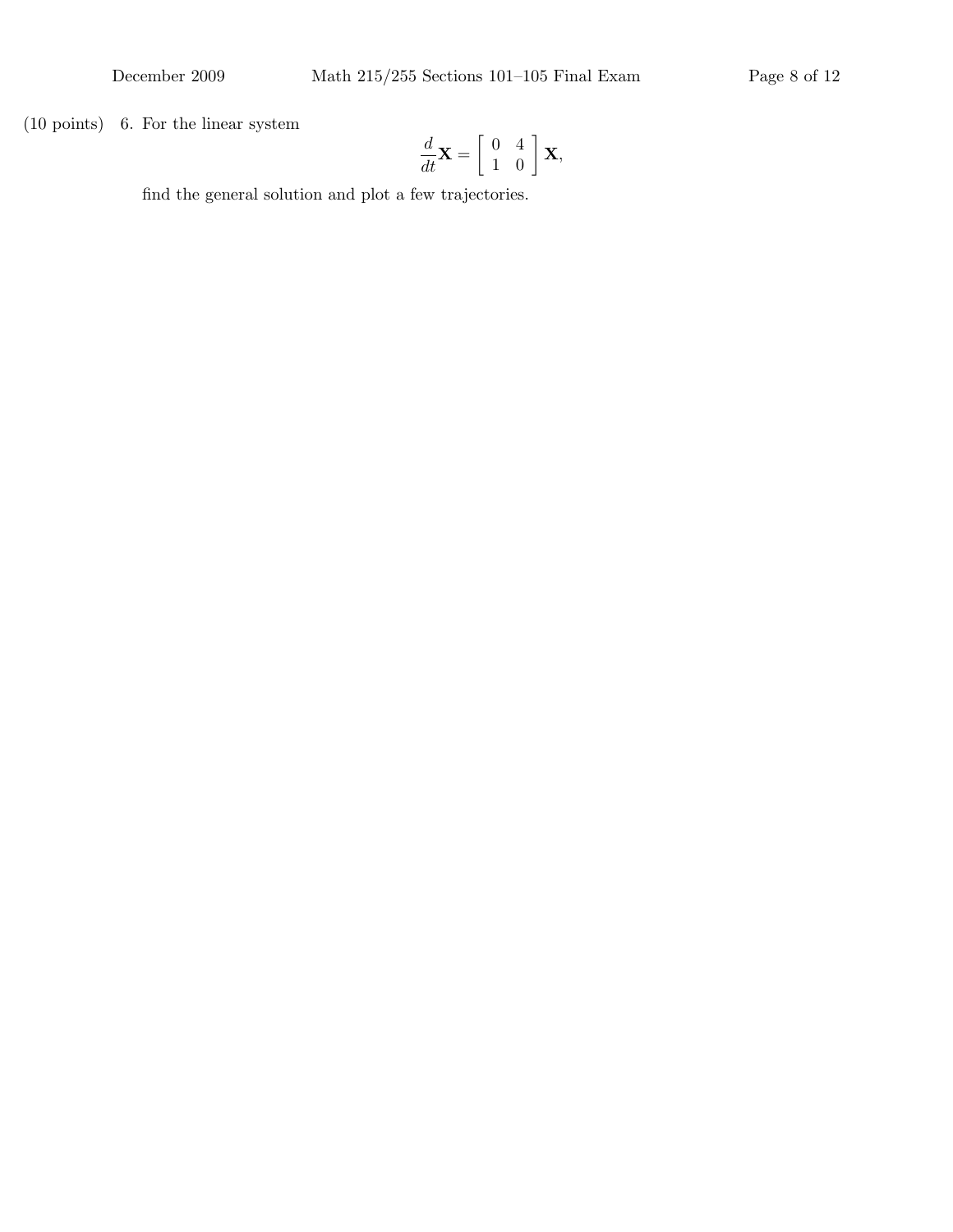(10 points) 6. For the linear system

$$\frac{d}{dt}\mathbf{X} = \begin{bmatrix} 0 & 4 \\ 1 & 0 \end{bmatrix} \mathbf{X},$$

find the general solution and plot a few trajectories.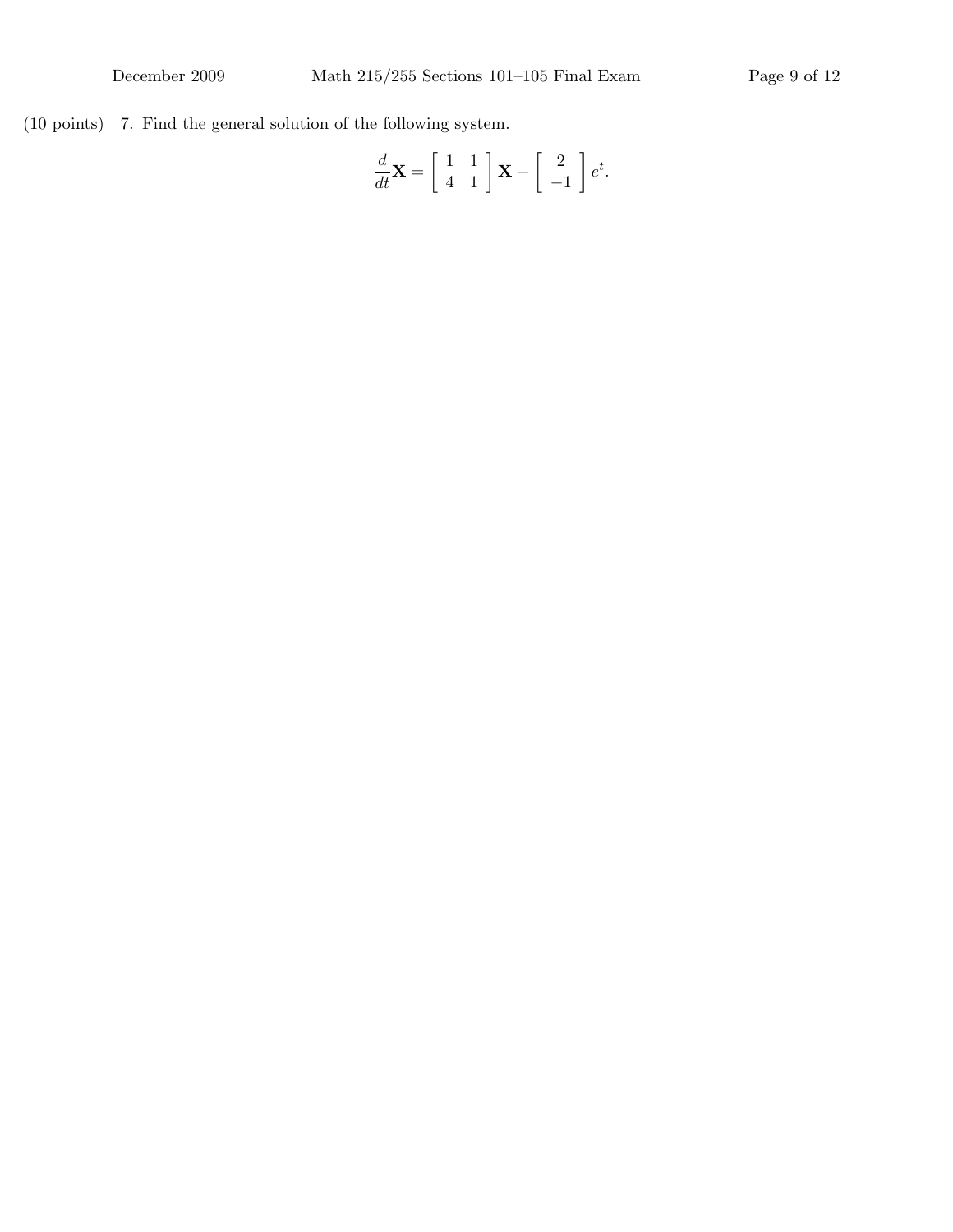(10 points) 7. Find the general solution of the following system.

$$\frac{d}{dt}\mathbf{X} = \begin{bmatrix} 1 & 1 \\ 4 & 1 \end{bmatrix} \mathbf{X} + \begin{bmatrix} 2 \\ -1 \end{bmatrix} e^t.$$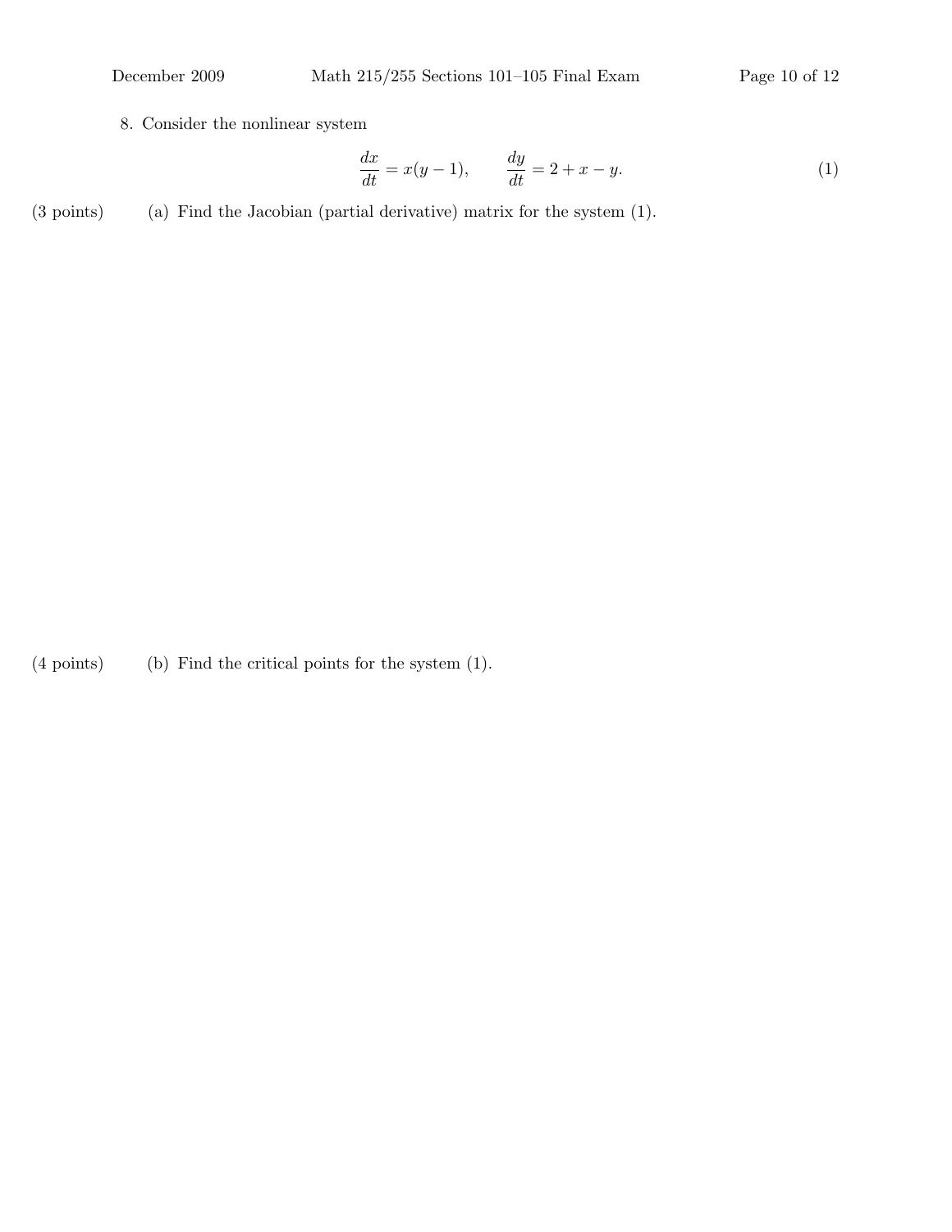8. Consider the nonlinear system

$$\frac{dx}{dt} = x(y-1), \qquad \frac{dy}{dt} = 2 + x - y. \tag{1}$$

(3 points) (a) Find the Jacobian (partial derivative) matrix for the system (1).

(4 points) (b) Find the critical points for the system (1).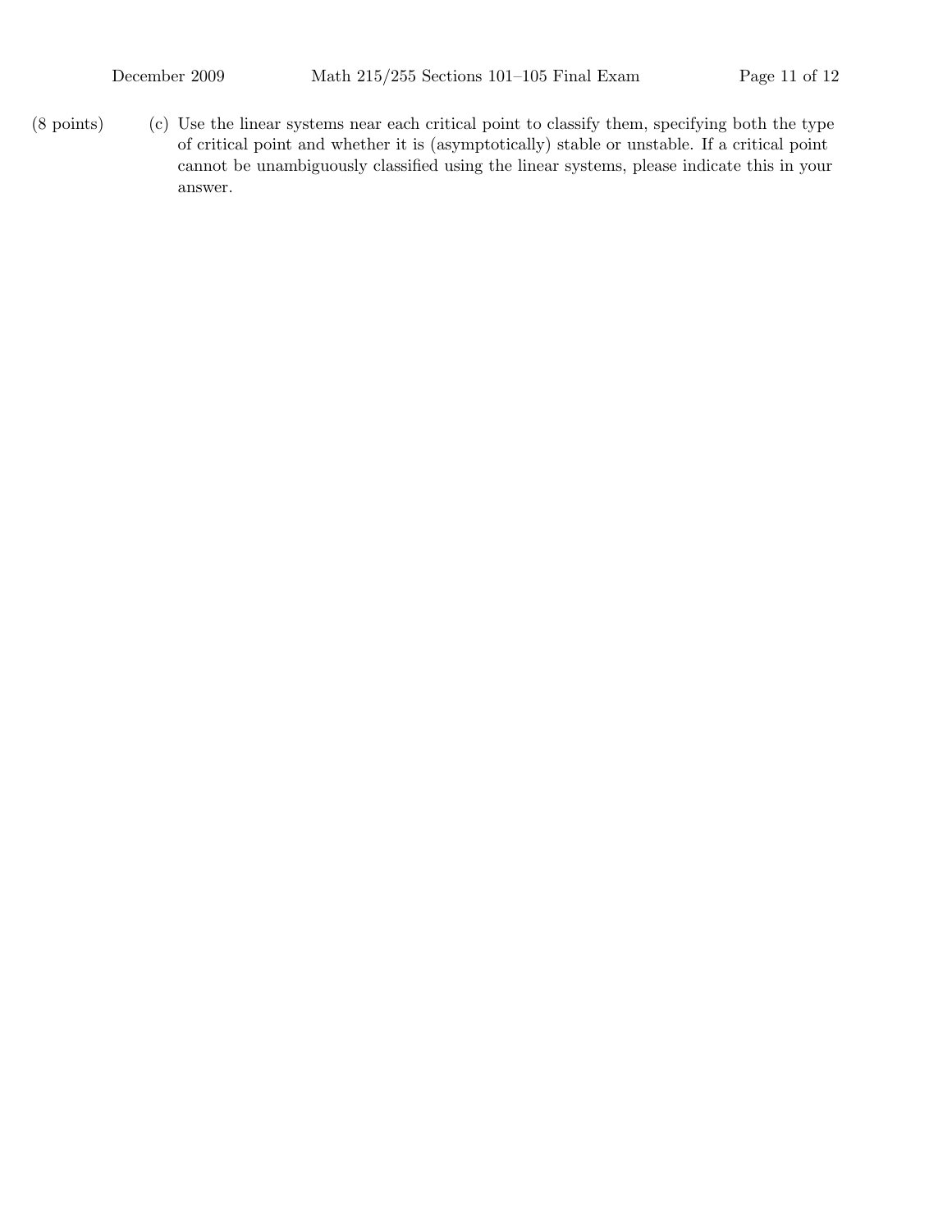(8 points) (c) Use the linear systems near each critical point to classify them, specifying both the type of critical point and whether it is (asymptotically) stable or unstable. If a critical point cannot be unambiguously classified using the linear systems, please indicate this in your answer.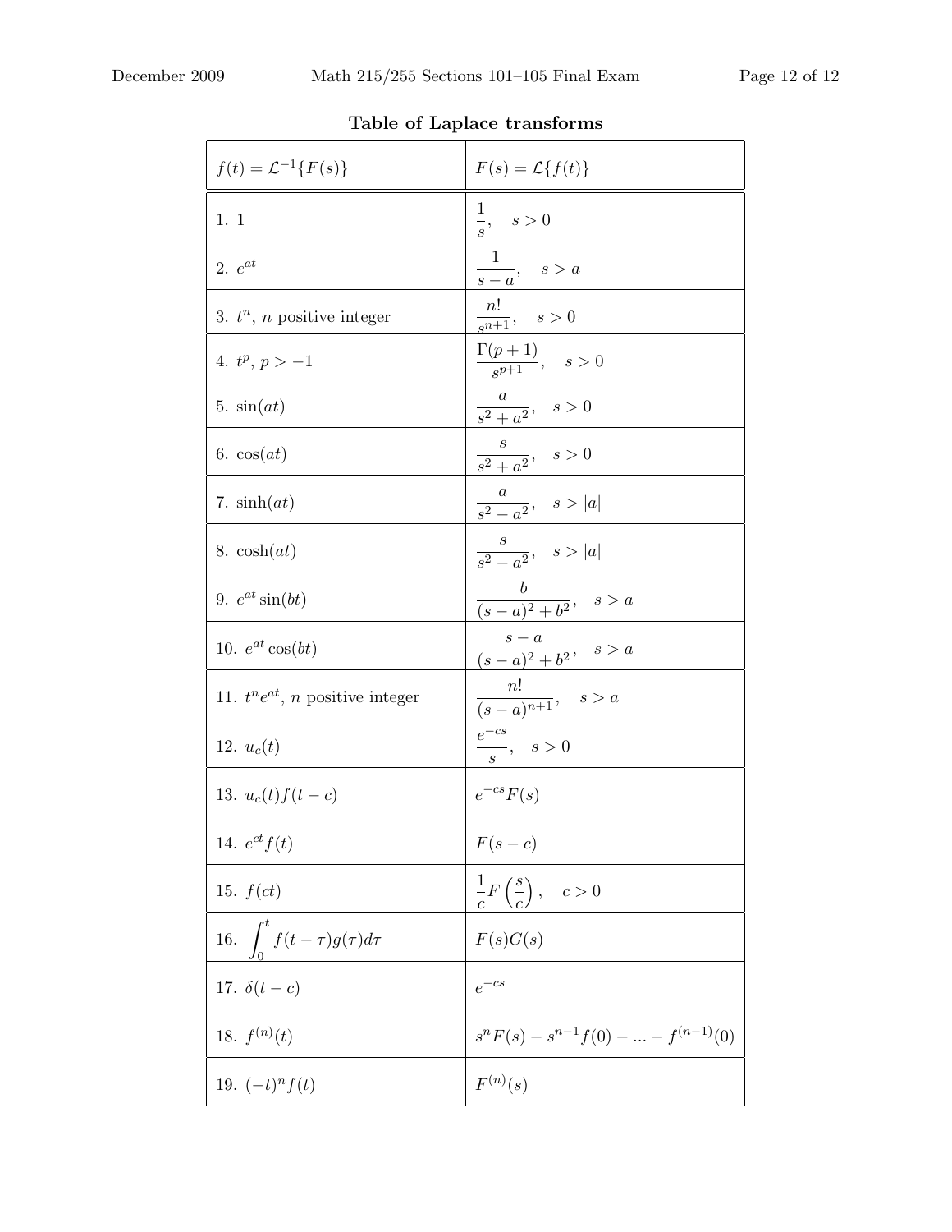## Table of Laplace transforms

| $f(t) = \mathcal{L}^{-1}\{F(s)\}$ | $F(s) = \mathcal{L}\{f(t)\}$ |
|---|---|
| 1. $1$ | $\frac{1}{s}, \quad s > 0$ |
| 2. $e^{at}$ | $\frac{1}{s-a}, \quad s > a$ |
| 3. $t^n$, $n$ positive integer | $\frac{n!}{s^{n+1}}, \quad s > 0$ |
| 4. $t^p$, $p > -1$ | $\frac{\Gamma(p+1)}{s^{p+1}}, \quad s > 0$ |
| 5. $\sin(at)$ | $\frac{a}{s^2+a^2}, \quad s > 0$ |
| 6. $\cos(at)$ | $\frac{s}{s^2+a^2}, \quad s > 0$ |
| 7. $\sinh(at)$ | $\frac{a}{s^2-a^2}, \quad s > \lvert a\rvert$ |
| 8. $\cosh(at)$ | $\frac{s}{s^2-a^2}, \quad s > \lvert a\rvert$ |
| 9. $e^{at}\sin(bt)$ | $\frac{b}{(s-a)^2+b^2}, \quad s > a$ |
| 10. $e^{at}\cos(bt)$ | $\frac{s-a}{(s-a)^2+b^2}, \quad s > a$ |
| 11. $t^n e^{at}$, $n$ positive integer | $\frac{n!}{(s-a)^{n+1}}, \quad s > a$ |
| 12. $u_c(t)$ | $\frac{e^{-cs}}{s}, \quad s > 0$ |
| 13. $u_c(t)f(t-c)$ | $e^{-cs}F(s)$ |
| 14. $e^{ct}f(t)$ | $F(s-c)$ |
| 15. $f(ct)$ | $\frac{1}{c}F\left(\frac{s}{c}\right), \quad c > 0$ |
| 16. $\int_0^t f(t-\tau)g(\tau)d\tau$ | $F(s)G(s)$ |
| 17. $\delta(t-c)$ | $e^{-cs}$ |
| 18. $f^{(n)}(t)$ | $s^nF(s) - s^{n-1}f(0) - ... - f^{(n-1)}(0)$ |
| 19. $(-t)^n f(t)$ | $F^{(n)}(s)$ |